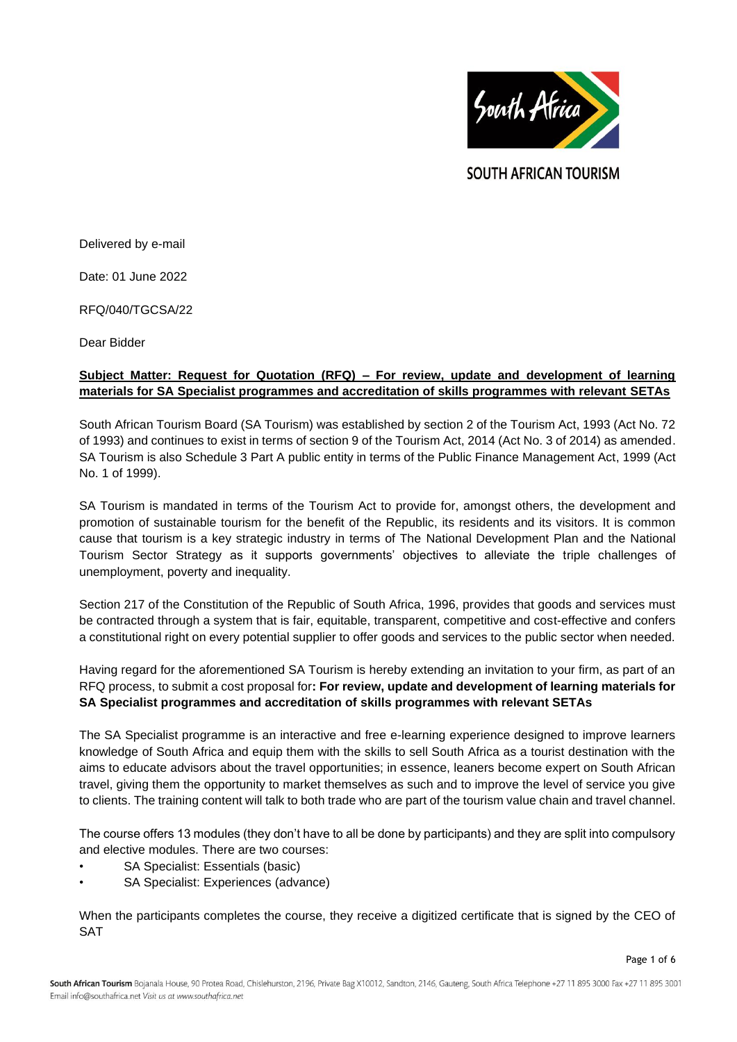SOUTH AFRICAN TOURISM

Delivered by e-mail

Date: 01 June 2022

RFQ/040/TGCSA/22

Dear Bidder

**Subject Matter: Request for Quotation (RFQ) – For review, update and development of learning materials for SA Specialist programmes and accreditation of skills programmes with relevant SETAs**

South African Tourism Board (SA Tourism) was established by section 2 of the Tourism Act, 1993 (Act No. 72 of 1993) and continues to exist in terms of section 9 of the Tourism Act, 2014 (Act No. 3 of 2014) as amended. SA Tourism is also Schedule 3 Part A public entity in terms of the Public Finance Management Act, 1999 (Act No. 1 of 1999).

SA Tourism is mandated in terms of the Tourism Act to provide for, amongst others, the development and promotion of sustainable tourism for the benefit of the Republic, its residents and its visitors. It is common cause that tourism is a key strategic industry in terms of The National Development Plan and the National Tourism Sector Strategy as it supports governments' objectives to alleviate the triple challenges of unemployment, poverty and inequality.

Section 217 of the Constitution of the Republic of South Africa, 1996, provides that goods and services must be contracted through a system that is fair, equitable, transparent, competitive and cost-effective and confers a constitutional right on every potential supplier to offer goods and services to the public sector when needed.

Having regard for the aforementioned SA Tourism is hereby extending an invitation to your firm, as part of an RFQ process, to submit a cost proposal for**: For review, update and development of learning materials for SA Specialist programmes and accreditation of skills programmes with relevant SETAs**

The SA Specialist programme is an interactive and free e-learning experience designed to improve learners knowledge of South Africa and equip them with the skills to sell South Africa as a tourist destination with the aims to educate advisors about the travel opportunities; in essence, leaners become expert on South African travel, giving them the opportunity to market themselves as such and to improve the level of service you give to clients. The training content will talk to both trade who are part of the tourism value chain and travel channel.

The course offers 13 modules (they don't have to all be done by participants) and they are split into compulsory and elective modules. There are two courses:

- SA Specialist: Essentials (basic)
- SA Specialist: Experiences (advance)

When the participants completes the course, they receive a digitized certificate that is signed by the CEO of SAT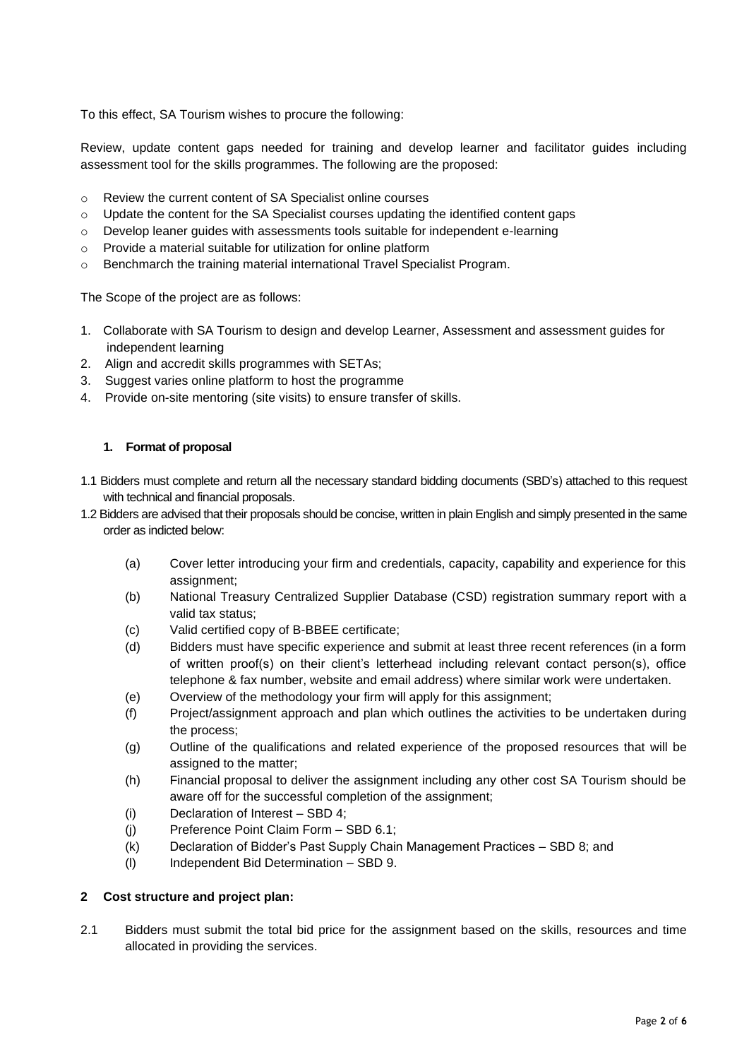To this effect, SA Tourism wishes to procure the following:

Review, update content gaps needed for training and develop learner and facilitator guides including assessment tool for the skills programmes. The following are the proposed:

- Review the current content of SA Specialist online courses
- Update the content for the SA Specialist courses updating the identified content gaps
- Develop leaner guides with assessments tools suitable for independent e-learning
- Provide a material suitable for utilization for online platform
- Benchmarch the training material international Travel Specialist Program.

The Scope of the project are as follows:

1. Collaborate with SA Tourism to design and develop Learner, Assessment and assessment guides for independent learning
2. Align and accredit skills programmes with SETAs;
3. Suggest varies online platform to host the programme
4. Provide on-site mentoring (site visits) to ensure transfer of skills.

### 1. Format of proposal

1.1 Bidders must complete and return all the necessary standard bidding documents (SBD's) attached to this request with technical and financial proposals.

1.2 Bidders are advised that their proposals should be concise, written in plain English and simply presented in the same order as indicted below:

(a) Cover letter introducing your firm and credentials, capacity, capability and experience for this assignment;

(b) National Treasury Centralized Supplier Database (CSD) registration summary report with a valid tax status;

(c) Valid certified copy of B-BBEE certificate;

(d) Bidders must have specific experience and submit at least three recent references (in a form of written proof(s) on their client's letterhead including relevant contact person(s), office telephone & fax number, website and email address) where similar work were undertaken.

(e) Overview of the methodology your firm will apply for this assignment;

(f) Project/assignment approach and plan which outlines the activities to be undertaken during the process;

(g) Outline of the qualifications and related experience of the proposed resources that will be assigned to the matter;

(h) Financial proposal to deliver the assignment including any other cost SA Tourism should be aware off for the successful completion of the assignment;

(i) Declaration of Interest – SBD 4;

(j) Preference Point Claim Form – SBD 6.1;

(k) Declaration of Bidder's Past Supply Chain Management Practices – SBD 8; and

(l) Independent Bid Determination – SBD 9.

### 2 Cost structure and project plan:

2.1 Bidders must submit the total bid price for the assignment based on the skills, resources and time allocated in providing the services.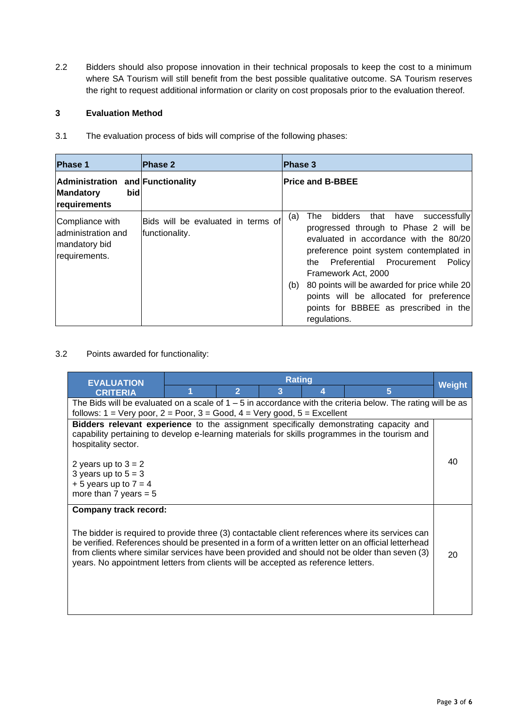2.2 Bidders should also propose innovation in their technical proposals to keep the cost to a minimum where SA Tourism will still benefit from the best possible qualitative outcome. SA Tourism reserves the right to request additional information or clarity on cost proposals prior to the evaluation thereof.

## 3 Evaluation Method

3.1 The evaluation process of bids will comprise of the following phases:

| Phase 1 | Phase 2 | Phase 3 |
|---|---|---|
| **Administration and Mandatory bid requirements** | **Functionality** | **Price and B-BBEE** |
| Compliance with administration and mandatory bid requirements. | Bids will be evaluated in terms of functionality. | (a) The bidders that have successfully progressed through to Phase 2 will be evaluated in accordance with the 80/20 preference point system contemplated in the Preferential Procurement Policy Framework Act, 2000<br>(b) 80 points will be awarded for price while 20 points will be allocated for preference points for BBBEE as prescribed in the regulations. |

3.2 Points awarded for functionality:

| EVALUATION CRITERIA | Rating | | | | | Weight |
|---|---|---|---|---|---|---|
| | 1 | 2 | 3 | 4 | 5 | |
| The Bids will be evaluated on a scale of 1 – 5 in accordance with the criteria below. The rating will be as follows: 1 = Very poor, 2 = Poor, 3 = Good, 4 = Very good, 5 = Excellent | | | | | | |
| **Bidders relevant experience** to the assignment specifically demonstrating capacity and capability pertaining to develop e-learning materials for skills programmes in the tourism and hospitality sector.<br><br>2 years up to 3 = 2<br>3 years up to 5 = 3<br>+ 5 years up to 7 = 4<br>more than 7 years = 5 | | | | | | 40 |
| **Company track record:**<br><br>The bidder is required to provide three (3) contactable client references where its services can be verified. References should be presented in a form of a written letter on an official letterhead from clients where similar services have been provided and should not be older than seven (3) years. No appointment letters from clients will be accepted as reference letters. | | | | | | 20 |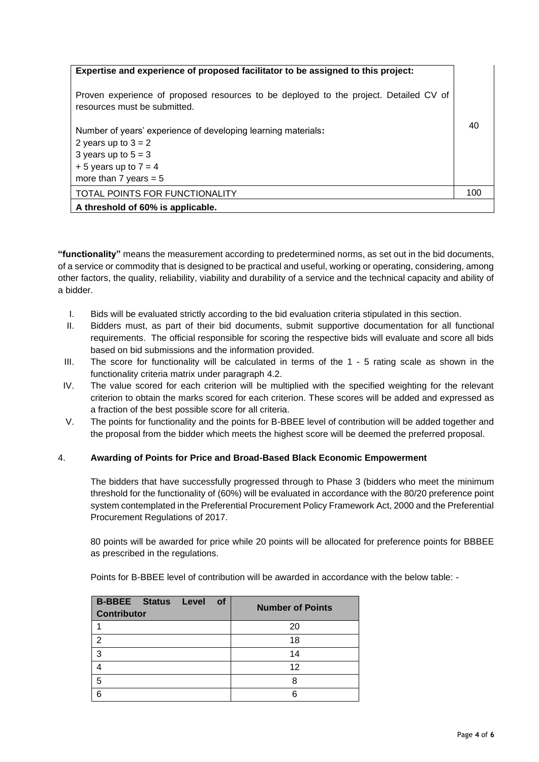| | |
|---|---|
| **Expertise and experience of proposed facilitator to be assigned to this project:**<br><br>Proven experience of proposed resources to be deployed to the project. Detailed CV of resources must be submitted.<br><br>Number of years' experience of developing learning materials**:**<br>2 years up to 3 = 2<br>3 years up to 5 = 3<br>+ 5 years up to 7 = 4<br>more than 7 years = 5 | 40 |
| TOTAL POINTS FOR FUNCTIONALITY | 100 |
| **A threshold of 60% is applicable.** | |

**"functionality"** means the measurement according to predetermined norms, as set out in the bid documents, of a service or commodity that is designed to be practical and useful, working or operating, considering, among other factors, the quality, reliability, viability and durability of a service and the technical capacity and ability of a bidder.

I. Bids will be evaluated strictly according to the bid evaluation criteria stipulated in this section.
II. Bidders must, as part of their bid documents, submit supportive documentation for all functional requirements. The official responsible for scoring the respective bids will evaluate and score all bids based on bid submissions and the information provided.
III. The score for functionality will be calculated in terms of the 1 - 5 rating scale as shown in the functionality criteria matrix under paragraph 4.2.
IV. The value scored for each criterion will be multiplied with the specified weighting for the relevant criterion to obtain the marks scored for each criterion. These scores will be added and expressed as a fraction of the best possible score for all criteria.
V. The points for functionality and the points for B-BBEE level of contribution will be added together and the proposal from the bidder which meets the highest score will be deemed the preferred proposal.

## 4. Awarding of Points for Price and Broad-Based Black Economic Empowerment

The bidders that have successfully progressed through to Phase 3 (bidders who meet the minimum threshold for the functionality of (60%) will be evaluated in accordance with the 80/20 preference point system contemplated in the Preferential Procurement Policy Framework Act, 2000 and the Preferential Procurement Regulations of 2017.

80 points will be awarded for price while 20 points will be allocated for preference points for BBBEE as prescribed in the regulations.

Points for B-BBEE level of contribution will be awarded in accordance with the below table: -

| B-BBEE Status Level of Contributor | Number of Points |
|---|---|
| 1 | 20 |
| 2 | 18 |
| 3 | 14 |
| 4 | 12 |
| 5 | 8 |
| 6 | 6 |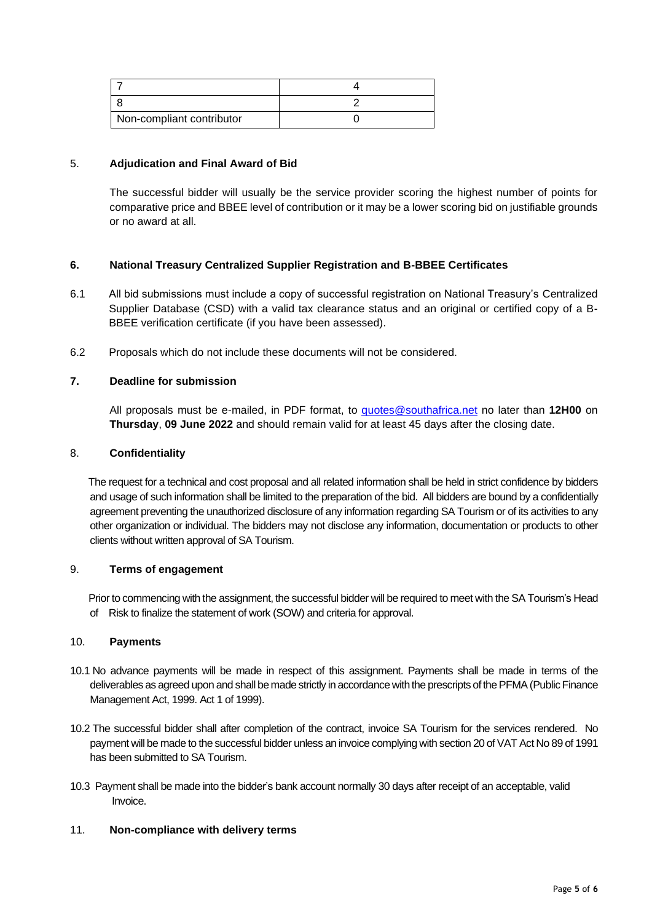| 7 | 4 |
|---|---|
| 8 | 2 |
| Non-compliant contributor | 0 |

5. **Adjudication and Final Award of Bid**

The successful bidder will usually be the service provider scoring the highest number of points for comparative price and BBEE level of contribution or it may be a lower scoring bid on justifiable grounds or no award at all.

**6. National Treasury Centralized Supplier Registration and B-BBEE Certificates**

6.1 All bid submissions must include a copy of successful registration on National Treasury's Centralized Supplier Database (CSD) with a valid tax clearance status and an original or certified copy of a B-BBEE verification certificate (if you have been assessed).

6.2 Proposals which do not include these documents will not be considered.

**7. Deadline for submission**

All proposals must be e-mailed, in PDF format, to quotes@southafrica.net no later than **12H00** on **Thursday**, **09 June 2022** and should remain valid for at least 45 days after the closing date.

8. **Confidentiality**

The request for a technical and cost proposal and all related information shall be held in strict confidence by bidders and usage of such information shall be limited to the preparation of the bid. All bidders are bound by a confidentially agreement preventing the unauthorized disclosure of any information regarding SA Tourism or of its activities to any other organization or individual. The bidders may not disclose any information, documentation or products to other clients without written approval of SA Tourism.

9. **Terms of engagement**

Prior to commencing with the assignment, the successful bidder will be required to meet with the SA Tourism's Head of Risk to finalize the statement of work (SOW) and criteria for approval.

10. **Payments**

10.1 No advance payments will be made in respect of this assignment. Payments shall be made in terms of the deliverables as agreed upon and shall be made strictly in accordance with the prescripts of the PFMA (Public Finance Management Act, 1999. Act 1 of 1999).

10.2 The successful bidder shall after completion of the contract, invoice SA Tourism for the services rendered. No payment will be made to the successful bidder unless an invoice complying with section 20 of VAT Act No 89 of 1991 has been submitted to SA Tourism.

10.3 Payment shall be made into the bidder's bank account normally 30 days after receipt of an acceptable, valid Invoice.

11. **Non-compliance with delivery terms**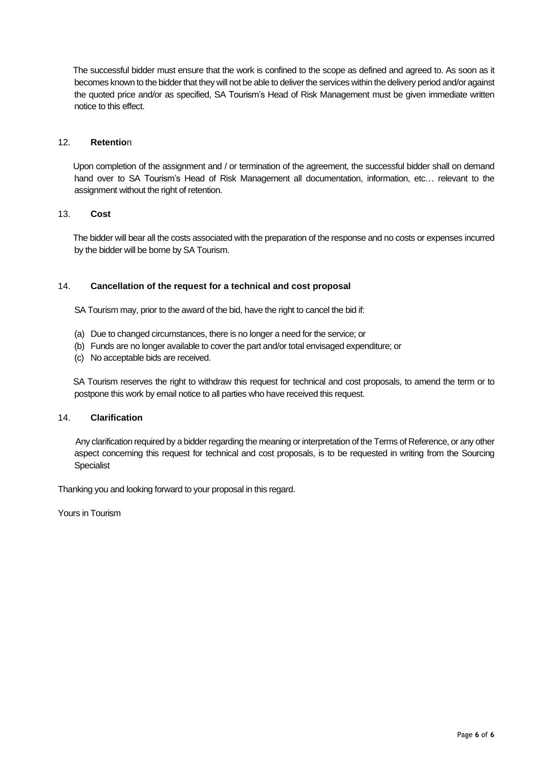The successful bidder must ensure that the work is confined to the scope as defined and agreed to. As soon as it becomes known to the bidder that they will not be able to deliver the services within the delivery period and/or against the quoted price and/or as specified, SA Tourism's Head of Risk Management must be given immediate written notice to this effect.

## 12. Retention

Upon completion of the assignment and / or termination of the agreement, the successful bidder shall on demand hand over to SA Tourism's Head of Risk Management all documentation, information, etc… relevant to the assignment without the right of retention.

## 13. Cost

The bidder will bear all the costs associated with the preparation of the response and no costs or expenses incurred by the bidder will be borne by SA Tourism.

## 14. Cancellation of the request for a technical and cost proposal

SA Tourism may, prior to the award of the bid, have the right to cancel the bid if:

(a) Due to changed circumstances, there is no longer a need for the service; or
(b) Funds are no longer available to cover the part and/or total envisaged expenditure; or
(c) No acceptable bids are received.

SA Tourism reserves the right to withdraw this request for technical and cost proposals, to amend the term or to postpone this work by email notice to all parties who have received this request.

## 14. Clarification

Any clarification required by a bidder regarding the meaning or interpretation of the Terms of Reference, or any other aspect concerning this request for technical and cost proposals, is to be requested in writing from the Sourcing Specialist

Thanking you and looking forward to your proposal in this regard.

Yours in Tourism